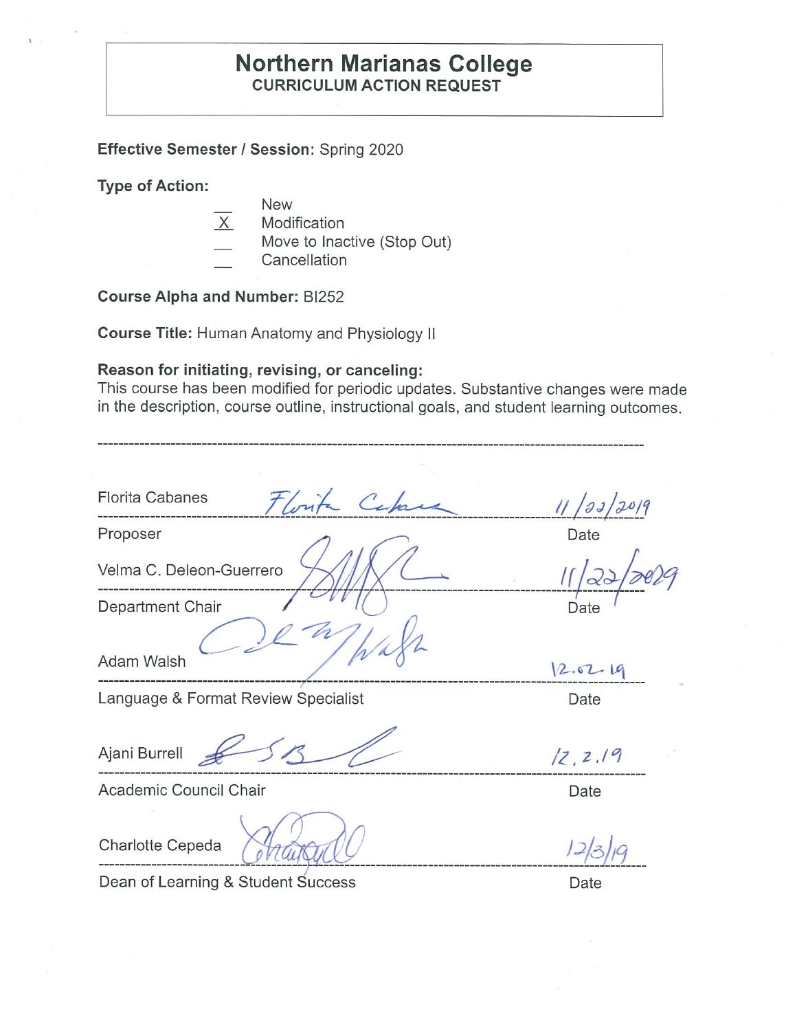# Northern Marianas College

## CURRICULUM ACTION REQUEST

**Effective Semester / Session:** Spring 2020

**Type of Action:**

- \_\_ New
- X Modification
- \_\_ Move to Inactive (Stop Out)
- \_\_ Cancellation

**Course Alpha and Number:** BI252

**Course Title:** Human Anatomy and Physiology II

**Reason for initiating, revising, or canceling:**
This course has been modified for periodic updates. Substantive changes were made in the description, course outline, instructional goals, and student learning outcomes.

---

Florita Cabanes — *Florita Cabanes* — 11/22/2019
Proposer — Date

Velma C. Deleon-Guerrero — 11/22/2019
Department Chair — Date

Adam Walsh — *Adam Walsh* — 12.02.19
Language & Format Review Specialist — Date

Ajani Burrell — 12.2.19
Academic Council Chair — Date

Charlotte Cepeda — *Charlotte* — 12/3/19
Dean of Learning & Student Success — Date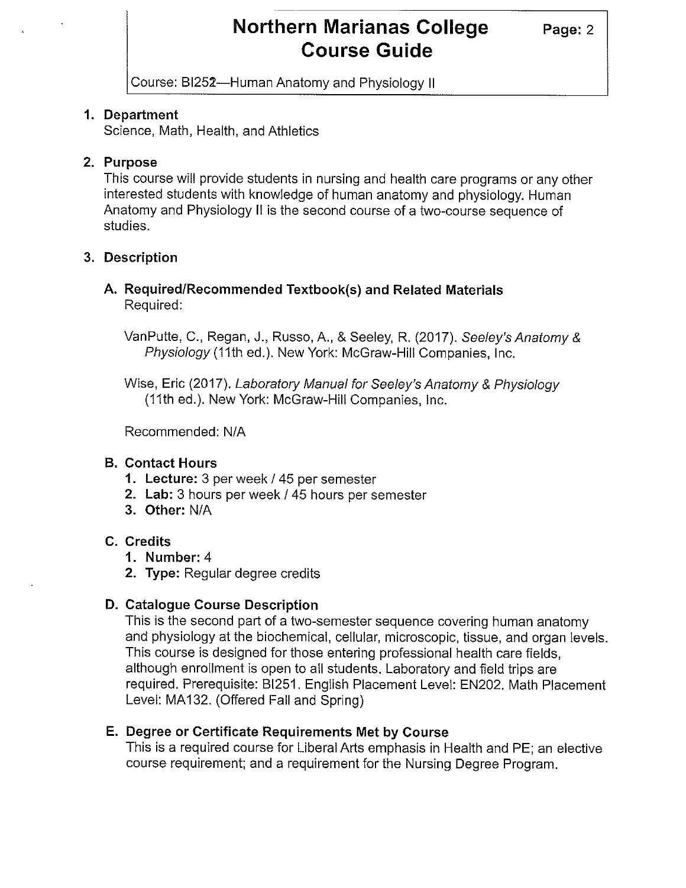# Northern Marianas College Course Guide

Course: BI252—Human Anatomy and Physiology II

## 1. Department

Science, Math, Health, and Athletics

## 2. Purpose

This course will provide students in nursing and health care programs or any other interested students with knowledge of human anatomy and physiology. Human Anatomy and Physiology II is the second course of a two-course sequence of studies.

## 3. Description

### A. Required/Recommended Textbook(s) and Related Materials

Required:

VanPutte, C., Regan, J., Russo, A., & Seeley, R. (2017). *Seeley's Anatomy & Physiology* (11th ed.). New York: McGraw-Hill Companies, Inc.

Wise, Eric (2017). *Laboratory Manual for Seeley's Anatomy & Physiology* (11th ed.). New York: McGraw-Hill Companies, Inc.

Recommended: N/A

### B. Contact Hours

1. **Lecture:** 3 per week / 45 per semester
2. **Lab:** 3 hours per week / 45 hours per semester
3. **Other:** N/A

### C. Credits

1. **Number:** 4
2. **Type:** Regular degree credits

### D. Catalogue Course Description

This is the second part of a two-semester sequence covering human anatomy and physiology at the biochemical, cellular, microscopic, tissue, and organ levels. This course is designed for those entering professional health care fields, although enrollment is open to all students. Laboratory and field trips are required. Prerequisite: BI251. English Placement Level: EN202. Math Placement Level: MA132. (Offered Fall and Spring)

### E. Degree or Certificate Requirements Met by Course

This is a required course for Liberal Arts emphasis in Health and PE; an elective course requirement; and a requirement for the Nursing Degree Program.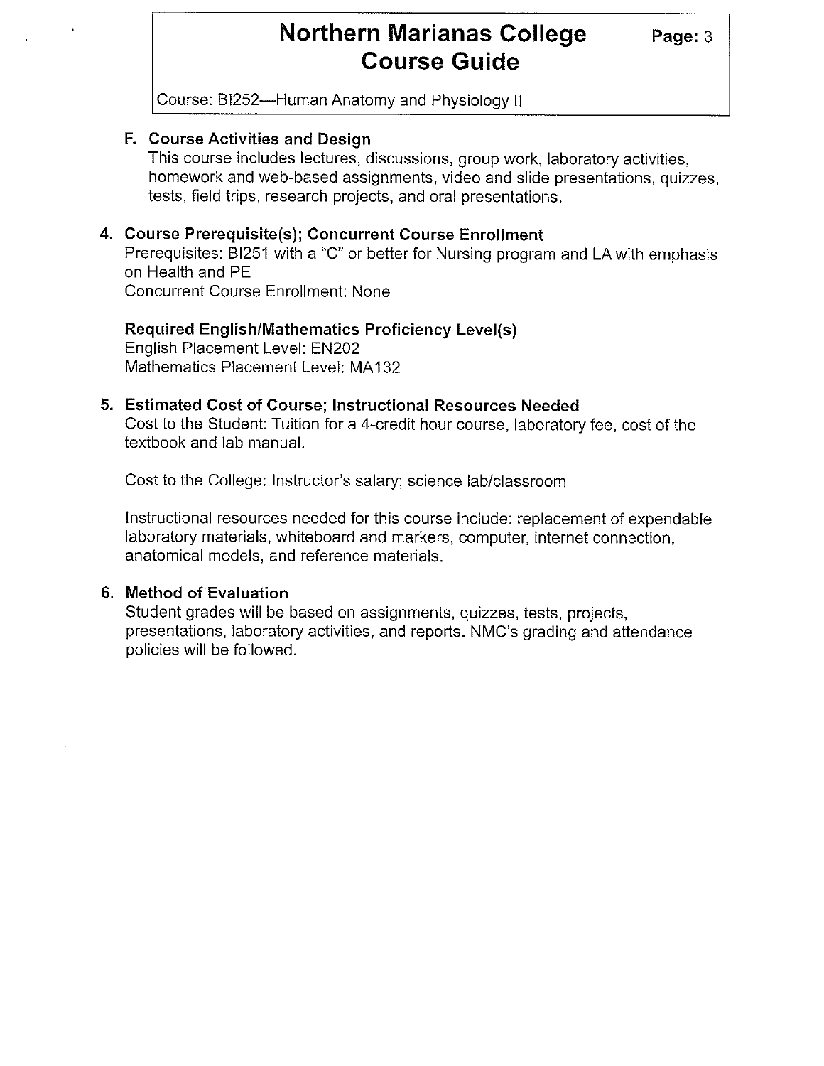### F. Course Activities and Design

This course includes lectures, discussions, group work, laboratory activities, homework and web-based assignments, video and slide presentations, quizzes, tests, field trips, research projects, and oral presentations.

## 4. Course Prerequisite(s); Concurrent Course Enrollment

Prerequisites: BI251 with a "C" or better for Nursing program and LA with emphasis on Health and PE

Concurrent Course Enrollment: None

**Required English/Mathematics Proficiency Level(s)**

English Placement Level: EN202

Mathematics Placement Level: MA132

## 5. Estimated Cost of Course; Instructional Resources Needed

Cost to the Student: Tuition for a 4-credit hour course, laboratory fee, cost of the textbook and lab manual.

Cost to the College: Instructor's salary; science lab/classroom

Instructional resources needed for this course include: replacement of expendable laboratory materials, whiteboard and markers, computer, internet connection, anatomical models, and reference materials.

## 6. Method of Evaluation

Student grades will be based on assignments, quizzes, tests, projects, presentations, laboratory activities, and reports. NMC's grading and attendance policies will be followed.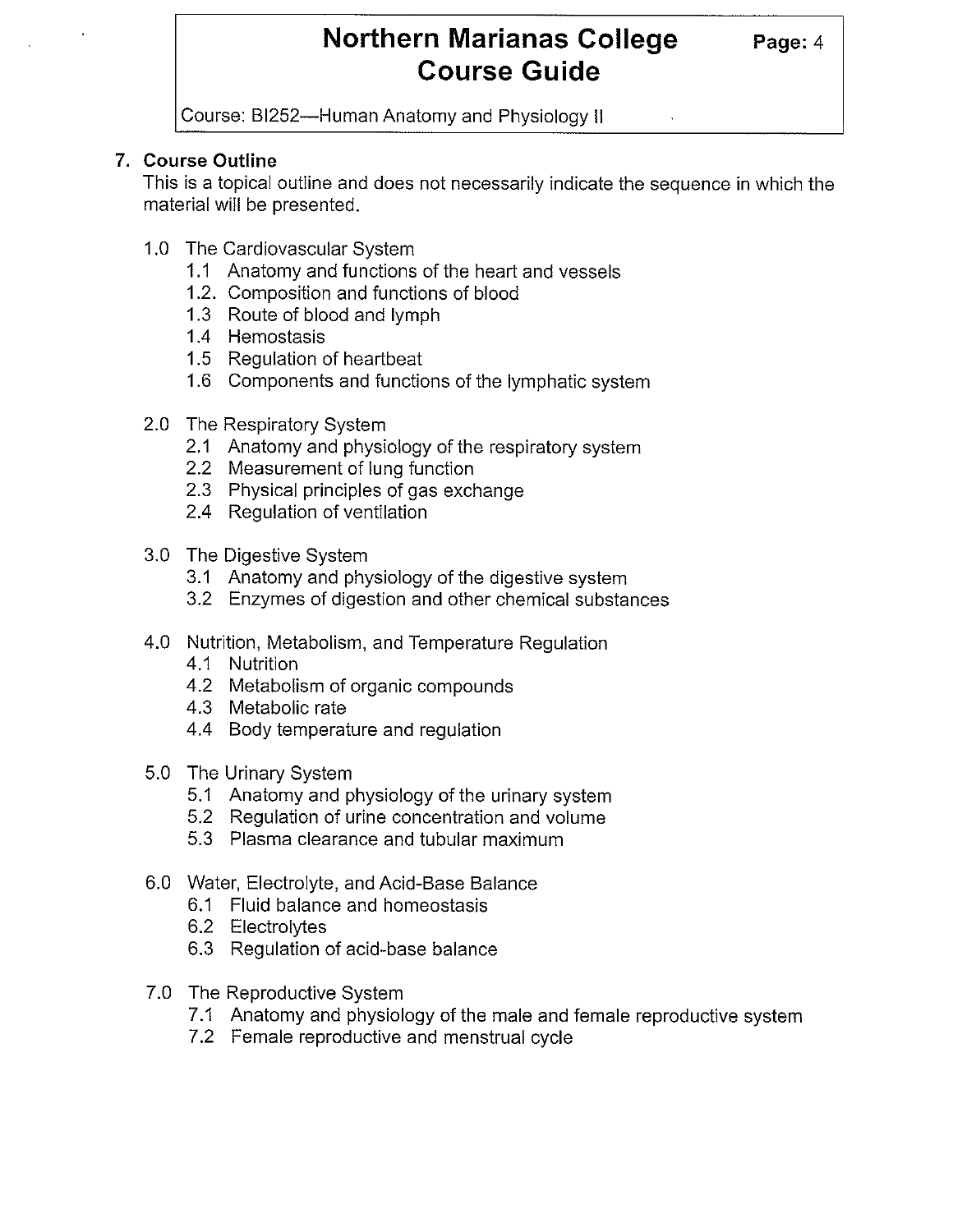## 7. Course Outline

This is a topical outline and does not necessarily indicate the sequence in which the material will be presented.

- 1.0 The Cardiovascular System
  - 1.1 Anatomy and functions of the heart and vessels
  - 1.2. Composition and functions of blood
  - 1.3 Route of blood and lymph
  - 1.4 Hemostasis
  - 1.5 Regulation of heartbeat
  - 1.6 Components and functions of the lymphatic system

- 2.0 The Respiratory System
  - 2.1 Anatomy and physiology of the respiratory system
  - 2.2 Measurement of lung function
  - 2.3 Physical principles of gas exchange
  - 2.4 Regulation of ventilation

- 3.0 The Digestive System
  - 3.1 Anatomy and physiology of the digestive system
  - 3.2 Enzymes of digestion and other chemical substances

- 4.0 Nutrition, Metabolism, and Temperature Regulation
  - 4.1 Nutrition
  - 4.2 Metabolism of organic compounds
  - 4.3 Metabolic rate
  - 4.4 Body temperature and regulation

- 5.0 The Urinary System
  - 5.1 Anatomy and physiology of the urinary system
  - 5.2 Regulation of urine concentration and volume
  - 5.3 Plasma clearance and tubular maximum

- 6.0 Water, Electrolyte, and Acid-Base Balance
  - 6.1 Fluid balance and homeostasis
  - 6.2 Electrolytes
  - 6.3 Regulation of acid-base balance

- 7.0 The Reproductive System
  - 7.1 Anatomy and physiology of the male and female reproductive system
  - 7.2 Female reproductive and menstrual cycle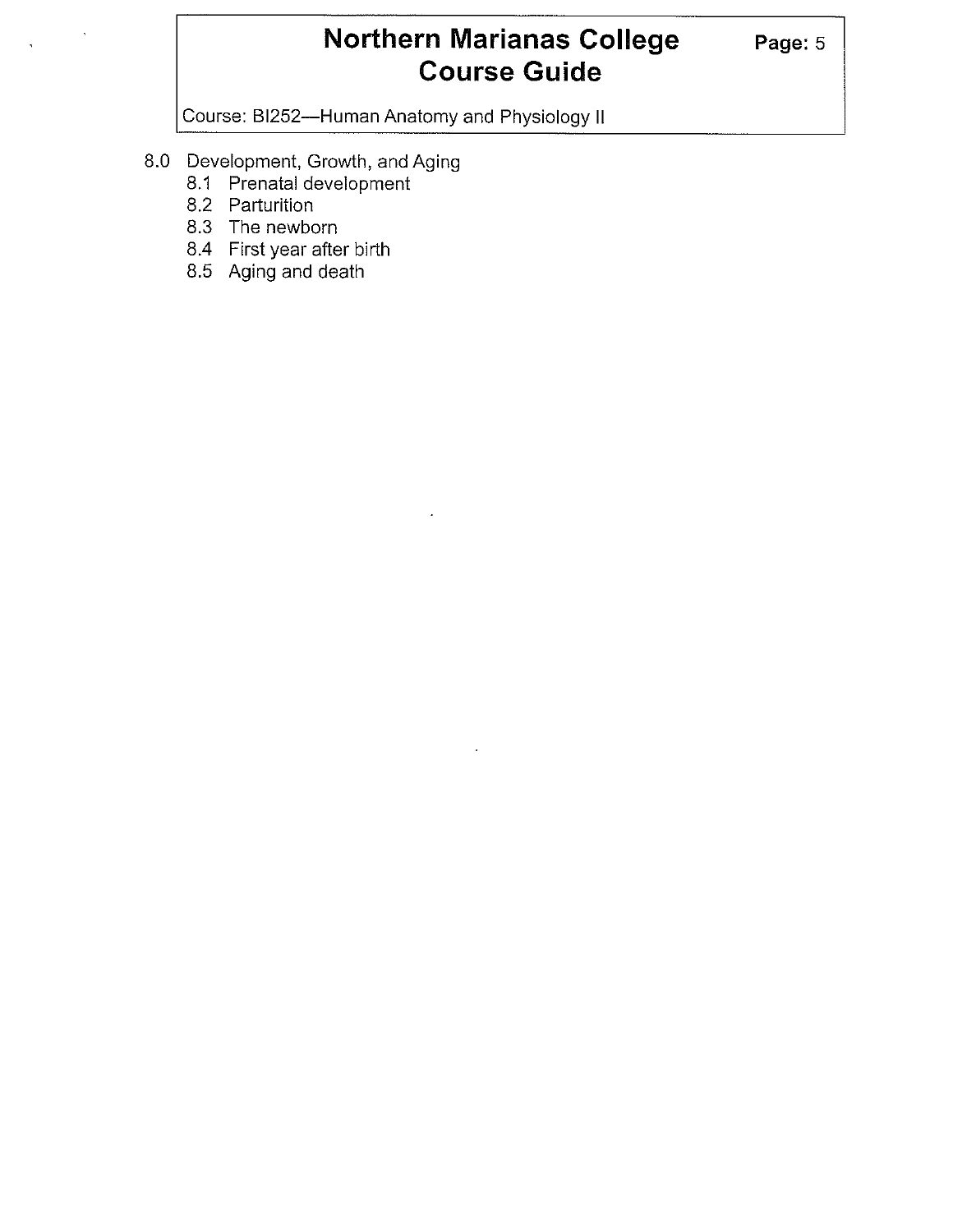8.0 Development, Growth, and Aging
   - 8.1 Prenatal development
   - 8.2 Parturition
   - 8.3 The newborn
   - 8.4 First year after birth
   - 8.5 Aging and death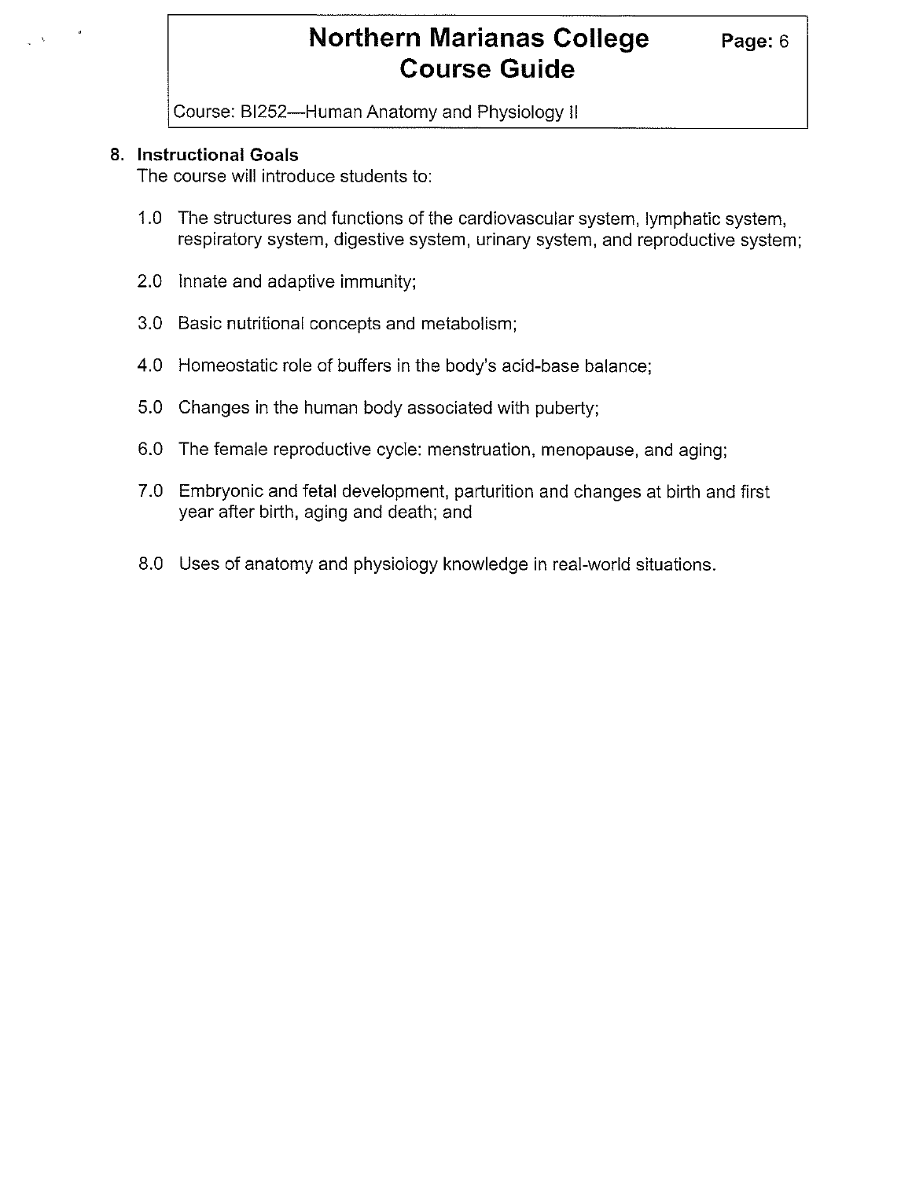## 8. Instructional Goals

The course will introduce students to:

1.0 The structures and functions of the cardiovascular system, lymphatic system, respiratory system, digestive system, urinary system, and reproductive system;

2.0 Innate and adaptive immunity;

3.0 Basic nutritional concepts and metabolism;

4.0 Homeostatic role of buffers in the body's acid-base balance;

5.0 Changes in the human body associated with puberty;

6.0 The female reproductive cycle: menstruation, menopause, and aging;

7.0 Embryonic and fetal development, parturition and changes at birth and first year after birth, aging and death; and

8.0 Uses of anatomy and physiology knowledge in real-world situations.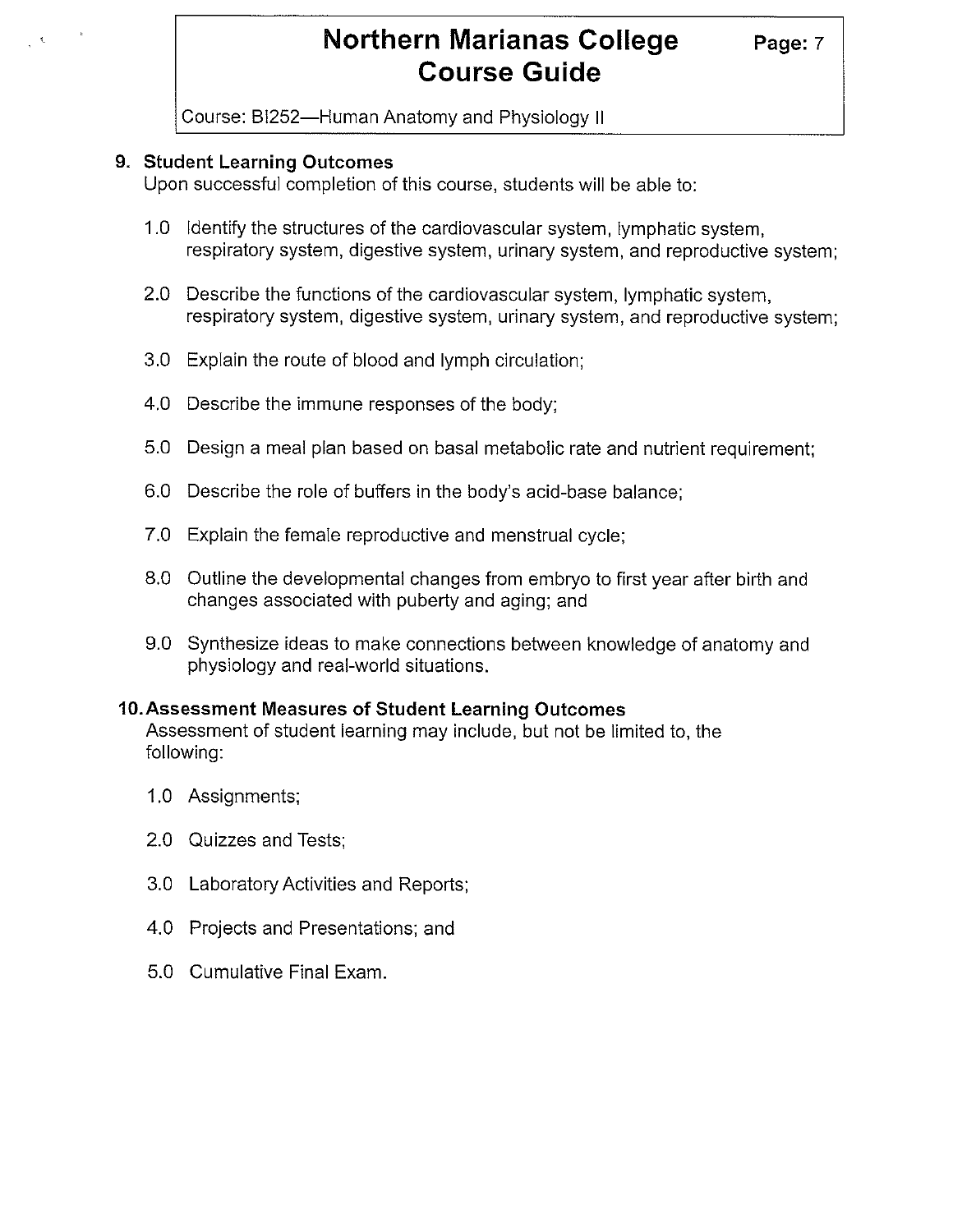## 9. Student Learning Outcomes

Upon successful completion of this course, students will be able to:

1.0 Identify the structures of the cardiovascular system, lymphatic system, respiratory system, digestive system, urinary system, and reproductive system;

2.0 Describe the functions of the cardiovascular system, lymphatic system, respiratory system, digestive system, urinary system, and reproductive system;

3.0 Explain the route of blood and lymph circulation;

4.0 Describe the immune responses of the body;

5.0 Design a meal plan based on basal metabolic rate and nutrient requirement;

6.0 Describe the role of buffers in the body's acid-base balance;

7.0 Explain the female reproductive and menstrual cycle;

8.0 Outline the developmental changes from embryo to first year after birth and changes associated with puberty and aging; and

9.0 Synthesize ideas to make connections between knowledge of anatomy and physiology and real-world situations.

## 10. Assessment Measures of Student Learning Outcomes

Assessment of student learning may include, but not be limited to, the following:

1.0 Assignments;

2.0 Quizzes and Tests;

3.0 Laboratory Activities and Reports;

4.0 Projects and Presentations; and

5.0 Cumulative Final Exam.